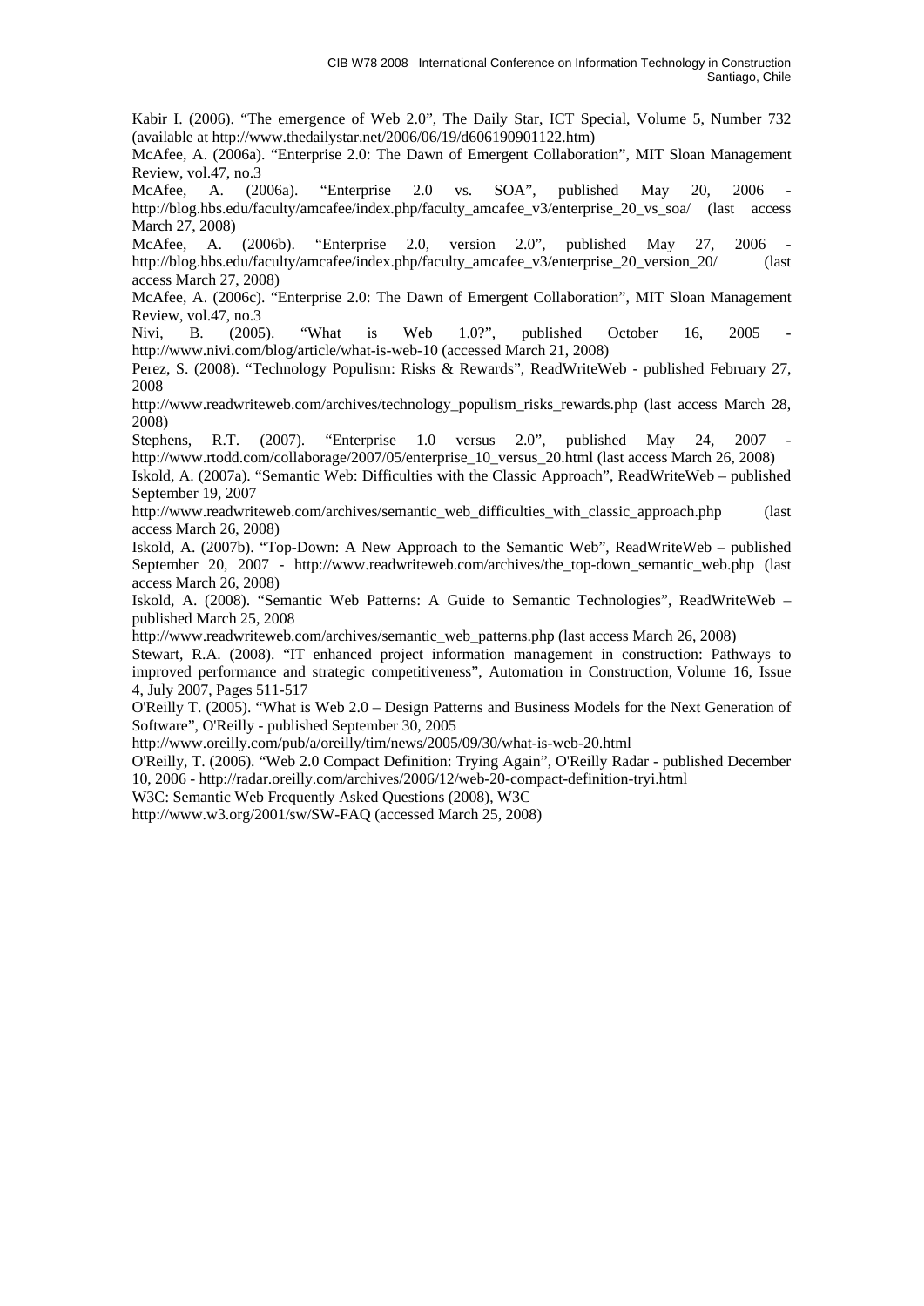Kabir I. (2006). “The emergence of Web 2.0”, The Daily Star, ICT Special, Volume 5, Number 732 (available at http://www.thedailystar.net/2006/06/19/d606190901122.htm)

McAfee, A. (2006a). “Enterprise 2.0: The Dawn of Emergent Collaboration”, MIT Sloan Management Review, vol.47, no.3

McAfee, A. (2006a). “Enterprise 2.0 vs. SOA”, published May 20, 2006 - http://blog.hbs.edu/faculty/amcafee/index.php/faculty_amcafee_v3/enterprise_20_vs_soa/ (last access March 27, 2008)

McAfee, A. (2006b). “Enterprise 2.0, version 2.0”, published May 27, 2006 - http://blog.hbs.edu/faculty/amcafee/index.php/faculty_amcafee_v3/enterprise_20_version_20/ (last access March 27, 2008)

McAfee, A. (2006c). “Enterprise 2.0: The Dawn of Emergent Collaboration”, MIT Sloan Management Review, vol.47, no.3

Nivi, B. (2005). “What is Web 1.0?”, published October 16, 2005 - http://www.nivi.com/blog/article/what-is-web-10 (accessed March 21, 2008)

Perez, S. (2008). “Technology Populism: Risks & Rewards”, ReadWriteWeb - published February 27, 2008

http://www.readwriteweb.com/archives/technology_populism_risks_rewards.php (last access March 28, 2008)

Stephens, R.T. (2007). “Enterprise 1.0 versus 2.0”, published May 24, 2007 - http://www.rtodd.com/collaborage/2007/05/enterprise_10_versus_20.html (last access March 26, 2008)

Iskold, A. (2007a). “Semantic Web: Difficulties with the Classic Approach”, ReadWriteWeb – published September 19, 2007

http://www.readwriteweb.com/archives/semantic_web_difficulties_with_classic_approach.php (last access March 26, 2008)

Iskold, A. (2007b). “Top-Down: A New Approach to the Semantic Web”, ReadWriteWeb – published September 20, 2007 - http://www.readwriteweb.com/archives/the_top-down_semantic_web.php (last access March 26, 2008)

Iskold, A. (2008). “Semantic Web Patterns: A Guide to Semantic Technologies”, ReadWriteWeb – published March 25, 2008

http://www.readwriteweb.com/archives/semantic_web_patterns.php (last access March 26, 2008)

Stewart, R.A. (2008). “IT enhanced project information management in construction: Pathways to improved performance and strategic competitiveness”, Automation in Construction, Volume 16, Issue 4, July 2007, Pages 511-517

O'Reilly T. (2005). “What is Web 2.0 – Design Patterns and Business Models for the Next Generation of Software”, O'Reilly - published September 30, 2005

http://www.oreilly.com/pub/a/oreilly/tim/news/2005/09/30/what-is-web-20.html

O'Reilly, T. (2006). “Web 2.0 Compact Definition: Trying Again”, O'Reilly Radar - published December 10, 2006 - http://radar.oreilly.com/archives/2006/12/web-20-compact-definition-tryi.html

W3C: Semantic Web Frequently Asked Questions (2008), W3C

http://www.w3.org/2001/sw/SW-FAQ (accessed March 25, 2008)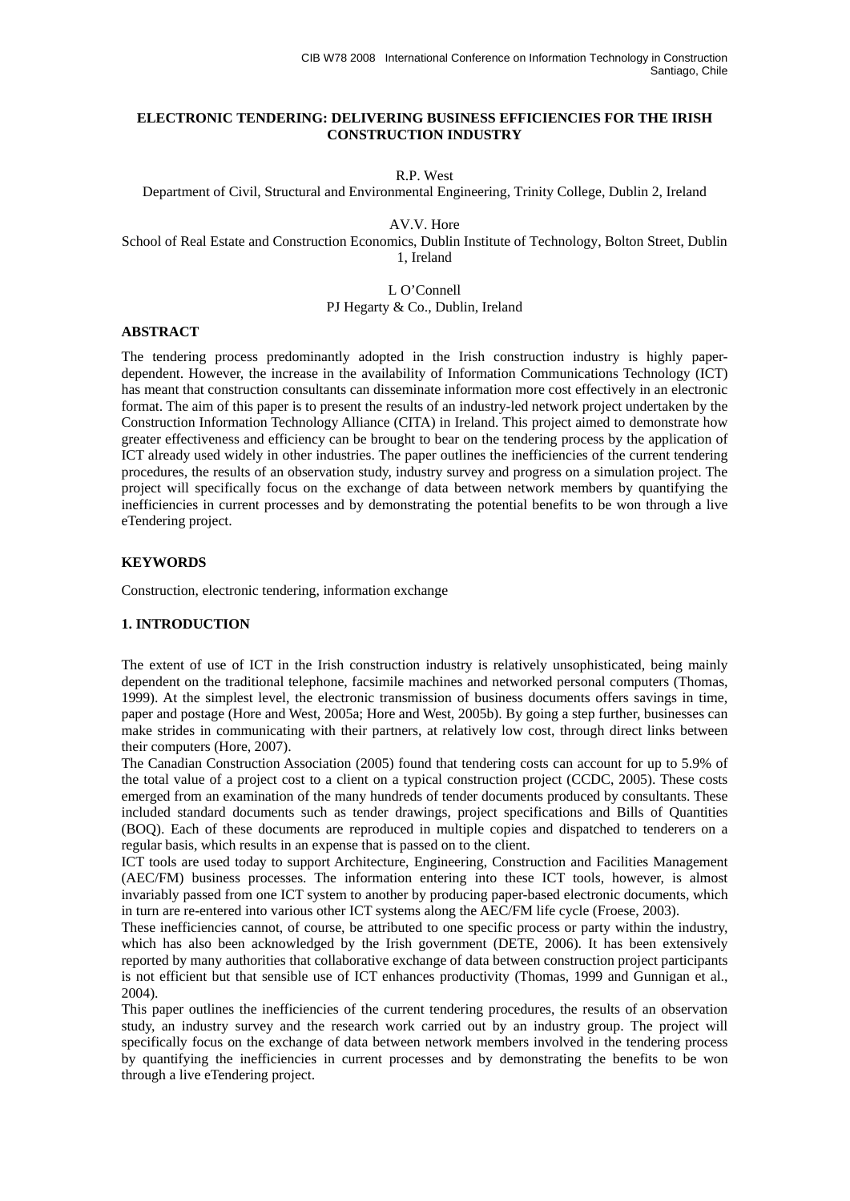**ELECTRONIC TENDERING: DELIVERING BUSINESS EFFICIENCIES FOR THE IRISH CONSTRUCTION INDUSTRY**

R.P. West
Department of Civil, Structural and Environmental Engineering, Trinity College, Dublin 2, Ireland

AV.V. Hore
School of Real Estate and Construction Economics, Dublin Institute of Technology, Bolton Street, Dublin 1, Ireland

L O'Connell
PJ Hegarty & Co., Dublin, Ireland

## ABSTRACT

The tendering process predominantly adopted in the Irish construction industry is highly paper-dependent. However, the increase in the availability of Information Communications Technology (ICT) has meant that construction consultants can disseminate information more cost effectively in an electronic format. The aim of this paper is to present the results of an industry-led network project undertaken by the Construction Information Technology Alliance (CITA) in Ireland. This project aimed to demonstrate how greater effectiveness and efficiency can be brought to bear on the tendering process by the application of ICT already used widely in other industries. The paper outlines the inefficiencies of the current tendering procedures, the results of an observation study, industry survey and progress on a simulation project. The project will specifically focus on the exchange of data between network members by quantifying the inefficiencies in current processes and by demonstrating the potential benefits to be won through a live eTendering project.

## KEYWORDS

Construction, electronic tendering, information exchange

## 1. INTRODUCTION

The extent of use of ICT in the Irish construction industry is relatively unsophisticated, being mainly dependent on the traditional telephone, facsimile machines and networked personal computers (Thomas, 1999). At the simplest level, the electronic transmission of business documents offers savings in time, paper and postage (Hore and West, 2005a; Hore and West, 2005b). By going a step further, businesses can make strides in communicating with their partners, at relatively low cost, through direct links between their computers (Hore, 2007).

The Canadian Construction Association (2005) found that tendering costs can account for up to 5.9% of the total value of a project cost to a client on a typical construction project (CCDC, 2005). These costs emerged from an examination of the many hundreds of tender documents produced by consultants. These included standard documents such as tender drawings, project specifications and Bills of Quantities (BOQ). Each of these documents are reproduced in multiple copies and dispatched to tenderers on a regular basis, which results in an expense that is passed on to the client.

ICT tools are used today to support Architecture, Engineering, Construction and Facilities Management (AEC/FM) business processes. The information entering into these ICT tools, however, is almost invariably passed from one ICT system to another by producing paper-based electronic documents, which in turn are re-entered into various other ICT systems along the AEC/FM life cycle (Froese, 2003).

These inefficiencies cannot, of course, be attributed to one specific process or party within the industry, which has also been acknowledged by the Irish government (DETE, 2006). It has been extensively reported by many authorities that collaborative exchange of data between construction project participants is not efficient but that sensible use of ICT enhances productivity (Thomas, 1999 and Gunnigan et al., 2004).

This paper outlines the inefficiencies of the current tendering procedures, the results of an observation study, an industry survey and the research work carried out by an industry group. The project will specifically focus on the exchange of data between network members involved in the tendering process by quantifying the inefficiencies in current processes and by demonstrating the benefits to be won through a live eTendering project.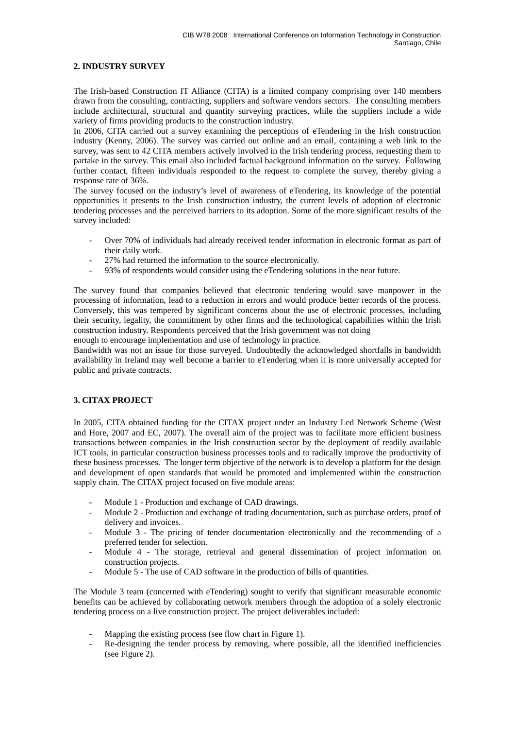## 2. INDUSTRY SURVEY

The Irish-based Construction IT Alliance (CITA) is a limited company comprising over 140 members drawn from the consulting, contracting, suppliers and software vendors sectors. The consulting members include architectural, structural and quantity surveying practices, while the suppliers include a wide variety of firms providing products to the construction industry.

In 2006, CITA carried out a survey examining the perceptions of eTendering in the Irish construction industry (Kenny, 2006). The survey was carried out online and an email, containing a web link to the survey, was sent to 42 CITA members actively involved in the Irish tendering process, requesting them to partake in the survey. This email also included factual background information on the survey. Following further contact, fifteen individuals responded to the request to complete the survey, thereby giving a response rate of 36%.

The survey focused on the industry's level of awareness of eTendering, its knowledge of the potential opportunities it presents to the Irish construction industry, the current levels of adoption of electronic tendering processes and the perceived barriers to its adoption. Some of the more significant results of the survey included:

- Over 70% of individuals had already received tender information in electronic format as part of their daily work.
- 27% had returned the information to the source electronically.
- 93% of respondents would consider using the eTendering solutions in the near future.

The survey found that companies believed that electronic tendering would save manpower in the processing of information, lead to a reduction in errors and would produce better records of the process. Conversely, this was tempered by significant concerns about the use of electronic processes, including their security, legality, the commitment by other firms and the technological capabilities within the Irish construction industry. Respondents perceived that the Irish government was not doing enough to encourage implementation and use of technology in practice.

Bandwidth was not an issue for those surveyed. Undoubtedly the acknowledged shortfalls in bandwidth availability in Ireland may well become a barrier to eTendering when it is more universally accepted for public and private contracts.

## 3. CITAX PROJECT

In 2005, CITA obtained funding for the CITAX project under an Industry Led Network Scheme (West and Hore, 2007 and EC, 2007). The overall aim of the project was to facilitate more efficient business transactions between companies in the Irish construction sector by the deployment of readily available ICT tools, in particular construction business processes tools and to radically improve the productivity of these business processes. The longer term objective of the network is to develop a platform for the design and development of open standards that would be promoted and implemented within the construction supply chain. The CITAX project focused on five module areas:

- Module 1 - Production and exchange of CAD drawings.
- Module 2 - Production and exchange of trading documentation, such as purchase orders, proof of delivery and invoices.
- Module 3 - The pricing of tender documentation electronically and the recommending of a preferred tender for selection.
- Module 4 - The storage, retrieval and general dissemination of project information on construction projects.
- Module 5 - The use of CAD software in the production of bills of quantities.

The Module 3 team (concerned with eTendering) sought to verify that significant measurable economic benefits can be achieved by collaborating network members through the adoption of a solely electronic tendering process on a live construction project. The project deliverables included:

- Mapping the existing process (see flow chart in Figure 1).
- Re-designing the tender process by removing, where possible, all the identified inefficiencies (see Figure 2).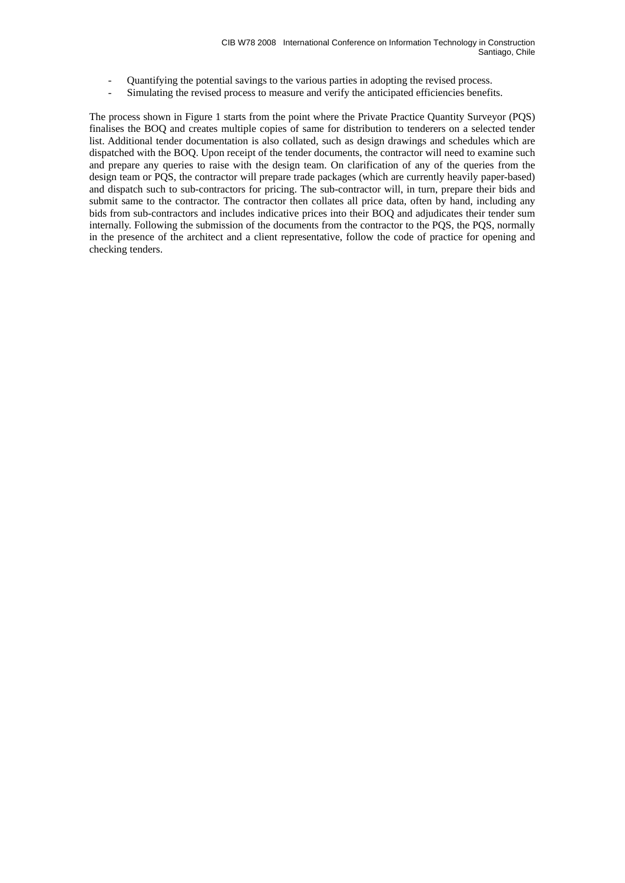- Quantifying the potential savings to the various parties in adopting the revised process.
- Simulating the revised process to measure and verify the anticipated efficiencies benefits.

The process shown in Figure 1 starts from the point where the Private Practice Quantity Surveyor (PQS) finalises the BOQ and creates multiple copies of same for distribution to tenderers on a selected tender list. Additional tender documentation is also collated, such as design drawings and schedules which are dispatched with the BOQ. Upon receipt of the tender documents, the contractor will need to examine such and prepare any queries to raise with the design team. On clarification of any of the queries from the design team or PQS, the contractor will prepare trade packages (which are currently heavily paper-based) and dispatch such to sub-contractors for pricing. The sub-contractor will, in turn, prepare their bids and submit same to the contractor. The contractor then collates all price data, often by hand, including any bids from sub-contractors and includes indicative prices into their BOQ and adjudicates their tender sum internally. Following the submission of the documents from the contractor to the PQS, the PQS, normally in the presence of the architect and a client representative, follow the code of practice for opening and checking tenders.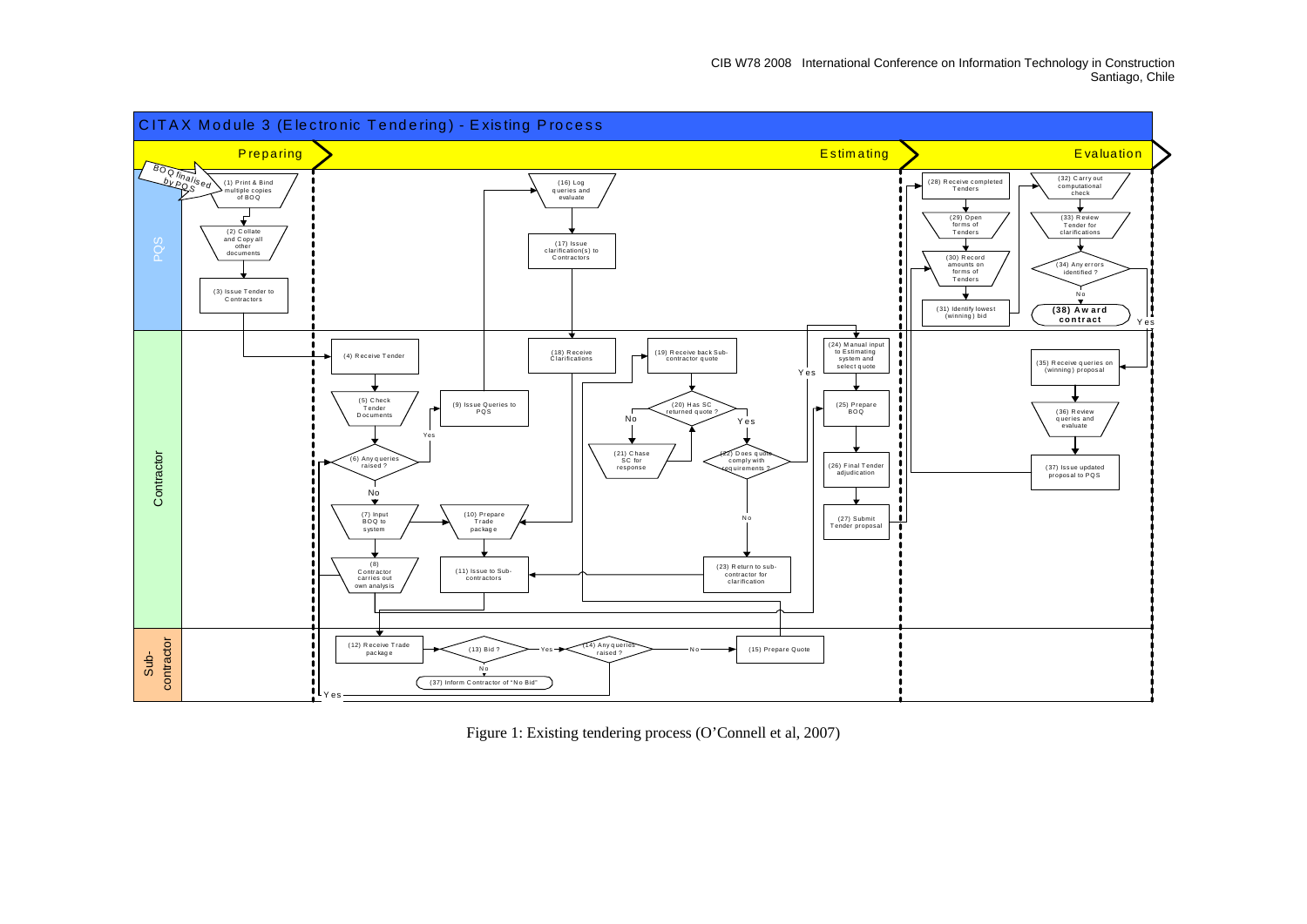Figure 1: Existing tendering process (O'Connell et al, 2007)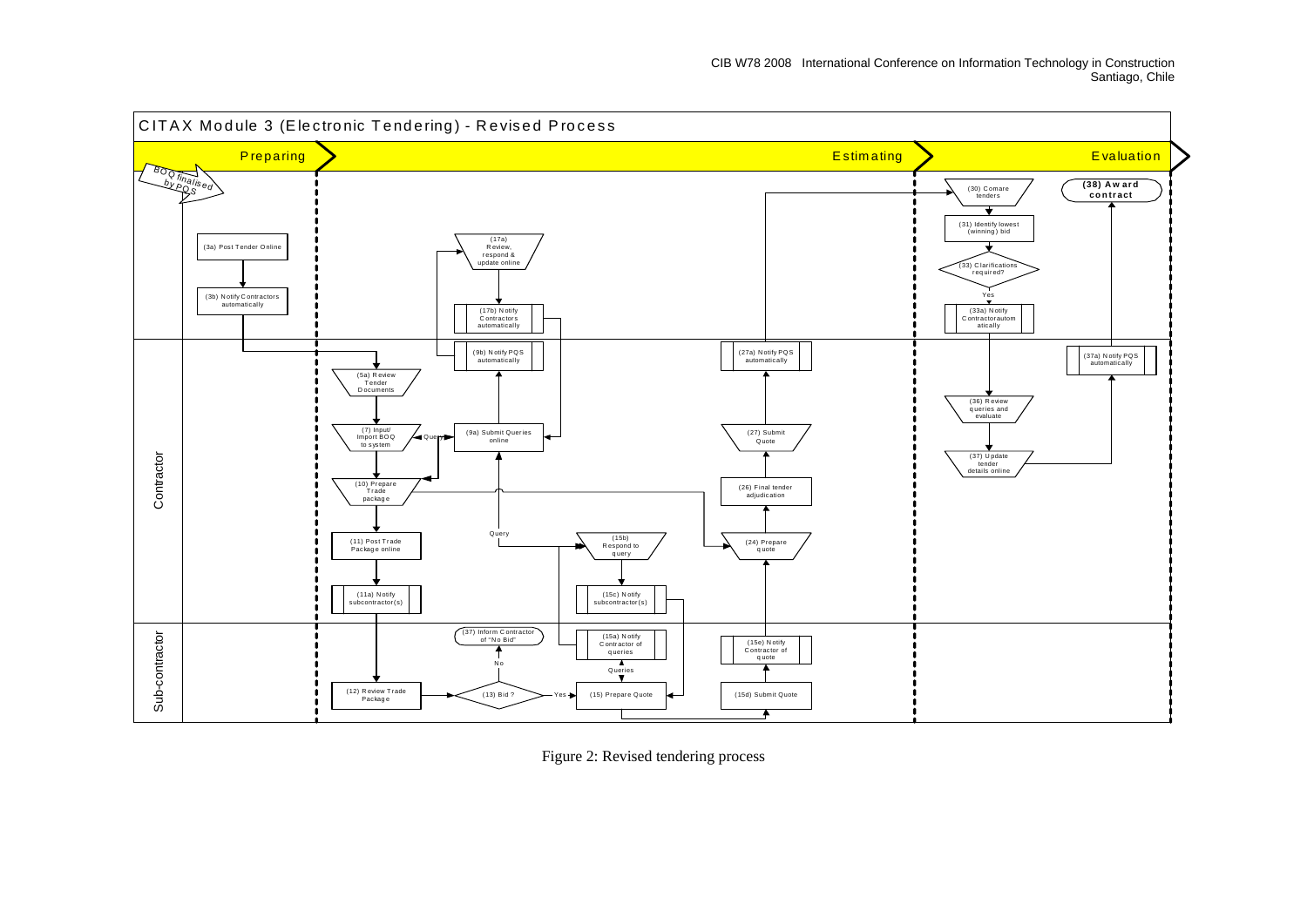CITAX Module 3 (Electronic Tendering) - Revised Process

Preparing → Estimating → Evaluation

BOQ finalised by PQS

(3a) Post Tender Online

(3b) Notify Contractors automatically

(17a) Review, respond & update online

(17b) Notify Contractors automatically

(9b) Notify PQS automatically

(5a) Review Tender Documents

(7) Input/ Import BOQ to system

Query

(9a) Submit Queries online

(10) Prepare Trade package

(11) Post Trade Package online

(11a) Notify subcontractor(s)

Query

(15b) Respond to query

(15c) Notify subcontractor(s)

(12) Review Trade Package

(13) Bid ?

No

(37) Inform Contractor of "No Bid"

Yes

(15) Prepare Quote

Queries

(15a) Notify Contractor of queries

(15d) Submit Quote

(15e) Notify Contractor of quote

(24) Prepare quote

(26) Final tender adjudication

(27) Submit Quote

(27a) Notify PQS automatically

(30) Comare tenders

(31) Identify lowest (winning) bid

(33) Clarifications required?

Yes

(33a) Notify Contractor automatically

(36) Review queries and evaluate

(37) Update tender details online

(37a) Notify PQS automatically

(38) Award contract

Contractor

Sub-contractor

Figure 2: Revised tendering process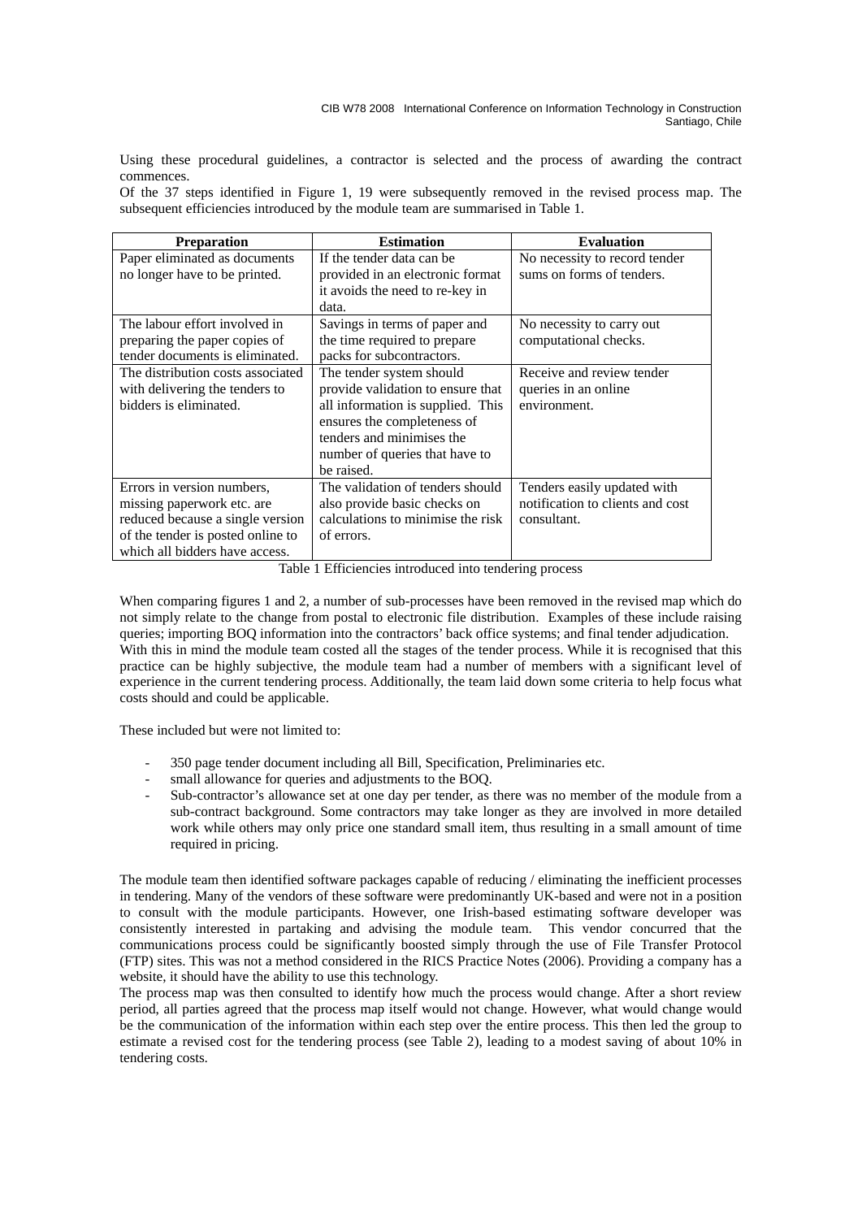Using these procedural guidelines, a contractor is selected and the process of awarding the contract commences.

Of the 37 steps identified in Figure 1, 19 were subsequently removed in the revised process map. The subsequent efficiencies introduced by the module team are summarised in Table 1.

| Preparation | Estimation | Evaluation |
|---|---|---|
| Paper eliminated as documents no longer have to be printed. | If the tender data can be provided in an electronic format it avoids the need to re-key in data. | No necessity to record tender sums on forms of tenders. |
| The labour effort involved in preparing the paper copies of tender documents is eliminated. | Savings in terms of paper and the time required to prepare packs for subcontractors. | No necessity to carry out computational checks. |
| The distribution costs associated with delivering the tenders to bidders is eliminated. | The tender system should provide validation to ensure that all information is supplied. This ensures the completeness of tenders and minimises the number of queries that have to be raised. | Receive and review tender queries in an online environment. |
| Errors in version numbers, missing paperwork etc. are reduced because a single version of the tender is posted online to which all bidders have access. | The validation of tenders should also provide basic checks on calculations to minimise the risk of errors. | Tenders easily updated with notification to clients and cost consultant. |

Table 1 Efficiencies introduced into tendering process

When comparing figures 1 and 2, a number of sub-processes have been removed in the revised map which do not simply relate to the change from postal to electronic file distribution. Examples of these include raising queries; importing BOQ information into the contractors' back office systems; and final tender adjudication.
With this in mind the module team costed all the stages of the tender process. While it is recognised that this practice can be highly subjective, the module team had a number of members with a significant level of experience in the current tendering process. Additionally, the team laid down some criteria to help focus what costs should and could be applicable.

These included but were not limited to:

- 350 page tender document including all Bill, Specification, Preliminaries etc.
- small allowance for queries and adjustments to the BOQ.
- Sub-contractor's allowance set at one day per tender, as there was no member of the module from a sub-contract background. Some contractors may take longer as they are involved in more detailed work while others may only price one standard small item, thus resulting in a small amount of time required in pricing.

The module team then identified software packages capable of reducing / eliminating the inefficient processes in tendering. Many of the vendors of these software were predominantly UK-based and were not in a position to consult with the module participants. However, one Irish-based estimating software developer was consistently interested in partaking and advising the module team. This vendor concurred that the communications process could be significantly boosted simply through the use of File Transfer Protocol (FTP) sites. This was not a method considered in the RICS Practice Notes (2006). Providing a company has a website, it should have the ability to use this technology.
The process map was then consulted to identify how much the process would change. After a short review period, all parties agreed that the process map itself would not change. However, what would change would be the communication of the information within each step over the entire process. This then led the group to estimate a revised cost for the tendering process (see Table 2), leading to a modest saving of about 10% in tendering costs.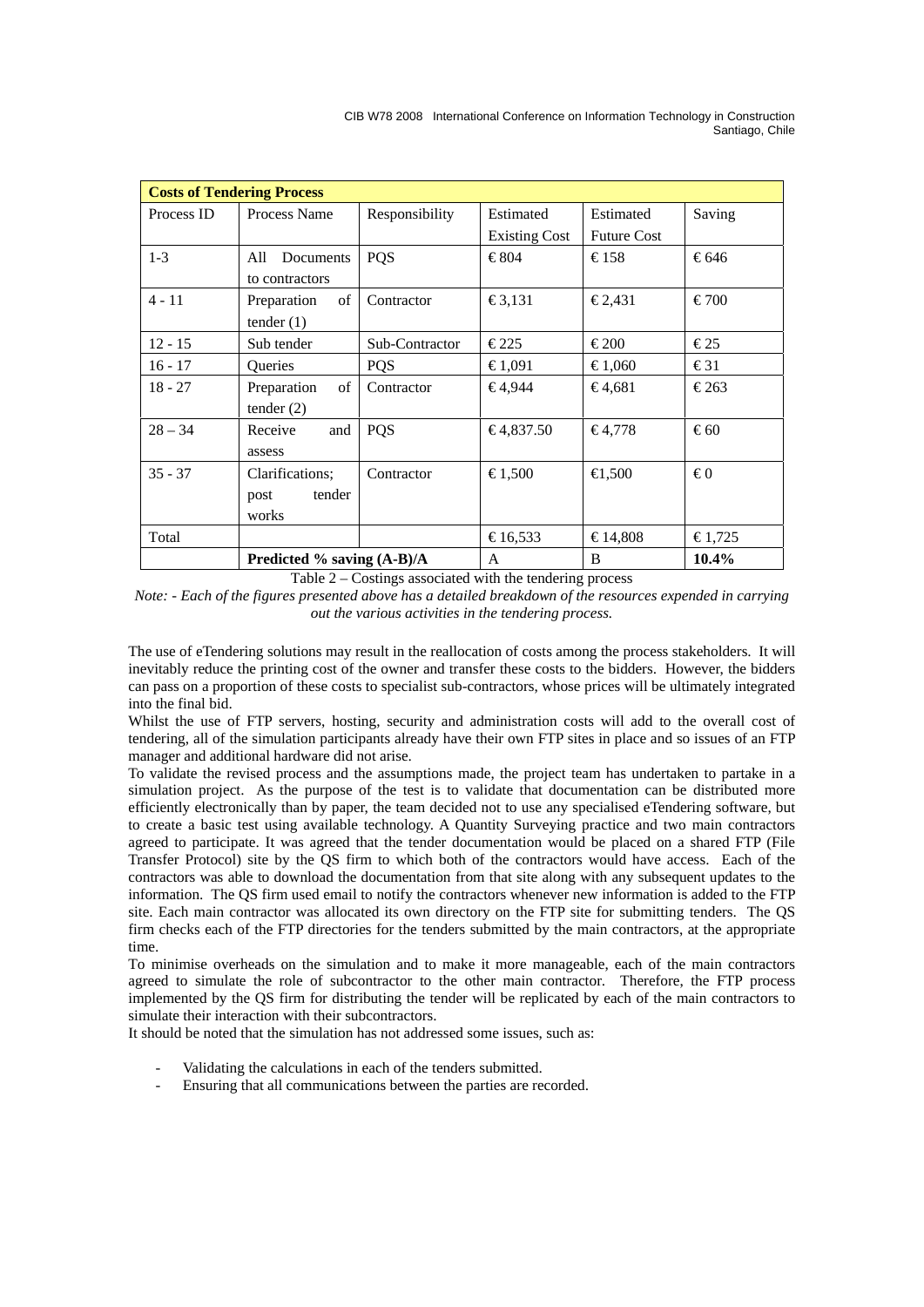| **Costs of Tendering Process** | | | | | |
|---|---|---|---|---|---|
| Process ID | Process Name | Responsibility | Estimated Existing Cost | Estimated Future Cost | Saving |
| 1-3 | All Documents to contractors | PQS | € 804 | € 158 | € 646 |
| 4 - 11 | Preparation of tender (1) | Contractor | € 3,131 | € 2,431 | € 700 |
| 12 - 15 | Sub tender | Sub-Contractor | € 225 | € 200 | € 25 |
| 16 - 17 | Queries | PQS | € 1,091 | € 1,060 | € 31 |
| 18 - 27 | Preparation of tender (2) | Contractor | € 4,944 | € 4,681 | € 263 |
| 28 – 34 | Receive and assess | PQS | € 4,837.50 | € 4,778 | € 60 |
| 35 - 37 | Clarifications; post tender works | Contractor | € 1,500 | €1,500 | € 0 |
| Total | | | € 16,533 | € 14,808 | € 1,725 |
| | **Predicted % saving (A-B)/A** | | A | B | **10.4%** |

Table 2 – Costings associated with the tendering process

*Note: - Each of the figures presented above has a detailed breakdown of the resources expended in carrying out the various activities in the tendering process.*

The use of eTendering solutions may result in the reallocation of costs among the process stakeholders. It will inevitably reduce the printing cost of the owner and transfer these costs to the bidders. However, the bidders can pass on a proportion of these costs to specialist sub-contractors, whose prices will be ultimately integrated into the final bid.

Whilst the use of FTP servers, hosting, security and administration costs will add to the overall cost of tendering, all of the simulation participants already have their own FTP sites in place and so issues of an FTP manager and additional hardware did not arise.

To validate the revised process and the assumptions made, the project team has undertaken to partake in a simulation project. As the purpose of the test is to validate that documentation can be distributed more efficiently electronically than by paper, the team decided not to use any specialised eTendering software, but to create a basic test using available technology. A Quantity Surveying practice and two main contractors agreed to participate. It was agreed that the tender documentation would be placed on a shared FTP (File Transfer Protocol) site by the QS firm to which both of the contractors would have access. Each of the contractors was able to download the documentation from that site along with any subsequent updates to the information. The QS firm used email to notify the contractors whenever new information is added to the FTP site. Each main contractor was allocated its own directory on the FTP site for submitting tenders. The QS firm checks each of the FTP directories for the tenders submitted by the main contractors, at the appropriate time.

To minimise overheads on the simulation and to make it more manageable, each of the main contractors agreed to simulate the role of subcontractor to the other main contractor. Therefore, the FTP process implemented by the QS firm for distributing the tender will be replicated by each of the main contractors to simulate their interaction with their subcontractors.

It should be noted that the simulation has not addressed some issues, such as:

- Validating the calculations in each of the tenders submitted.
- Ensuring that all communications between the parties are recorded.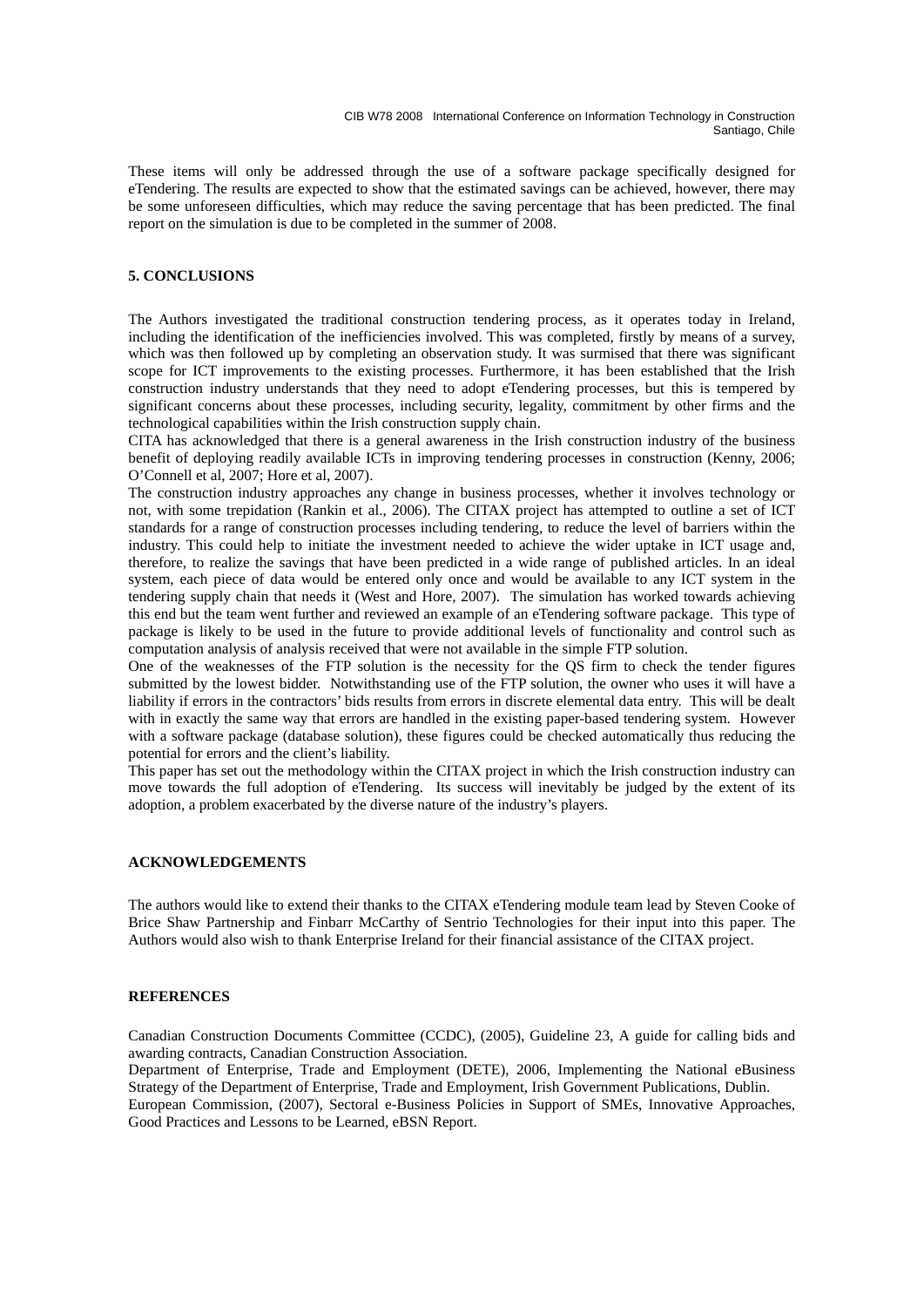These items will only be addressed through the use of a software package specifically designed for eTendering. The results are expected to show that the estimated savings can be achieved, however, there may be some unforeseen difficulties, which may reduce the saving percentage that has been predicted. The final report on the simulation is due to be completed in the summer of 2008.

## 5. CONCLUSIONS

The Authors investigated the traditional construction tendering process, as it operates today in Ireland, including the identification of the inefficiencies involved. This was completed, firstly by means of a survey, which was then followed up by completing an observation study. It was surmised that there was significant scope for ICT improvements to the existing processes. Furthermore, it has been established that the Irish construction industry understands that they need to adopt eTendering processes, but this is tempered by significant concerns about these processes, including security, legality, commitment by other firms and the technological capabilities within the Irish construction supply chain.

CITA has acknowledged that there is a general awareness in the Irish construction industry of the business benefit of deploying readily available ICTs in improving tendering processes in construction (Kenny, 2006; O'Connell et al, 2007; Hore et al, 2007).

The construction industry approaches any change in business processes, whether it involves technology or not, with some trepidation (Rankin et al., 2006). The CITAX project has attempted to outline a set of ICT standards for a range of construction processes including tendering, to reduce the level of barriers within the industry. This could help to initiate the investment needed to achieve the wider uptake in ICT usage and, therefore, to realize the savings that have been predicted in a wide range of published articles. In an ideal system, each piece of data would be entered only once and would be available to any ICT system in the tendering supply chain that needs it (West and Hore, 2007). The simulation has worked towards achieving this end but the team went further and reviewed an example of an eTendering software package. This type of package is likely to be used in the future to provide additional levels of functionality and control such as computation analysis of analysis received that were not available in the simple FTP solution.

One of the weaknesses of the FTP solution is the necessity for the QS firm to check the tender figures submitted by the lowest bidder. Notwithstanding use of the FTP solution, the owner who uses it will have a liability if errors in the contractors' bids results from errors in discrete elemental data entry. This will be dealt with in exactly the same way that errors are handled in the existing paper-based tendering system. However with a software package (database solution), these figures could be checked automatically thus reducing the potential for errors and the client's liability.

This paper has set out the methodology within the CITAX project in which the Irish construction industry can move towards the full adoption of eTendering. Its success will inevitably be judged by the extent of its adoption, a problem exacerbated by the diverse nature of the industry's players.

## ACKNOWLEDGEMENTS

The authors would like to extend their thanks to the CITAX eTendering module team lead by Steven Cooke of Brice Shaw Partnership and Finbarr McCarthy of Sentrio Technologies for their input into this paper. The Authors would also wish to thank Enterprise Ireland for their financial assistance of the CITAX project.

## REFERENCES

Canadian Construction Documents Committee (CCDC), (2005), Guideline 23, A guide for calling bids and awarding contracts, Canadian Construction Association.

Department of Enterprise, Trade and Employment (DETE), 2006, Implementing the National eBusiness Strategy of the Department of Enterprise, Trade and Employment, Irish Government Publications, Dublin.

European Commission, (2007), Sectoral e-Business Policies in Support of SMEs, Innovative Approaches, Good Practices and Lessons to be Learned, eBSN Report.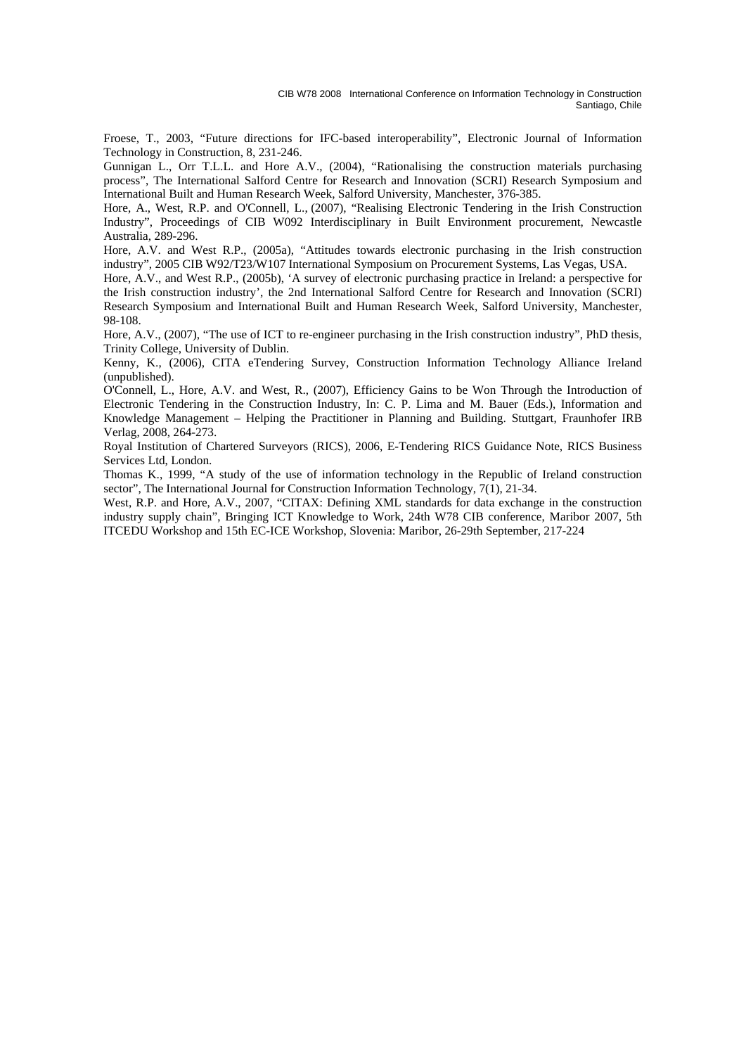Froese, T., 2003, “Future directions for IFC-based interoperability”, Electronic Journal of Information Technology in Construction, 8, 231-246.

Gunnigan L., Orr T.L.L. and Hore A.V., (2004), “Rationalising the construction materials purchasing process”, The International Salford Centre for Research and Innovation (SCRI) Research Symposium and International Built and Human Research Week, Salford University, Manchester, 376-385.

Hore, A., West, R.P. and O'Connell, L., (2007), “Realising Electronic Tendering in the Irish Construction Industry”, Proceedings of CIB W092 Interdisciplinary in Built Environment procurement, Newcastle Australia, 289-296.

Hore, A.V. and West R.P., (2005a), “Attitudes towards electronic purchasing in the Irish construction industry”, 2005 CIB W92/T23/W107 International Symposium on Procurement Systems, Las Vegas, USA.

Hore, A.V., and West R.P., (2005b), ‘A survey of electronic purchasing practice in Ireland: a perspective for the Irish construction industry’, the 2nd International Salford Centre for Research and Innovation (SCRI) Research Symposium and International Built and Human Research Week, Salford University, Manchester, 98-108.

Hore, A.V., (2007), “The use of ICT to re-engineer purchasing in the Irish construction industry”, PhD thesis, Trinity College, University of Dublin.

Kenny, K., (2006), CITA eTendering Survey, Construction Information Technology Alliance Ireland (unpublished).

O'Connell, L., Hore, A.V. and West, R., (2007), Efficiency Gains to be Won Through the Introduction of Electronic Tendering in the Construction Industry, In: C. P. Lima and M. Bauer (Eds.), Information and Knowledge Management – Helping the Practitioner in Planning and Building. Stuttgart, Fraunhofer IRB Verlag, 2008, 264-273.

Royal Institution of Chartered Surveyors (RICS), 2006, E-Tendering RICS Guidance Note, RICS Business Services Ltd, London.

Thomas K., 1999, “A study of the use of information technology in the Republic of Ireland construction sector”, The International Journal for Construction Information Technology, 7(1), 21-34.

West, R.P. and Hore, A.V., 2007, “CITAX: Defining XML standards for data exchange in the construction industry supply chain”, Bringing ICT Knowledge to Work, 24th W78 CIB conference, Maribor 2007, 5th ITCEDU Workshop and 15th EC-ICE Workshop, Slovenia: Maribor, 26-29th September, 217-224